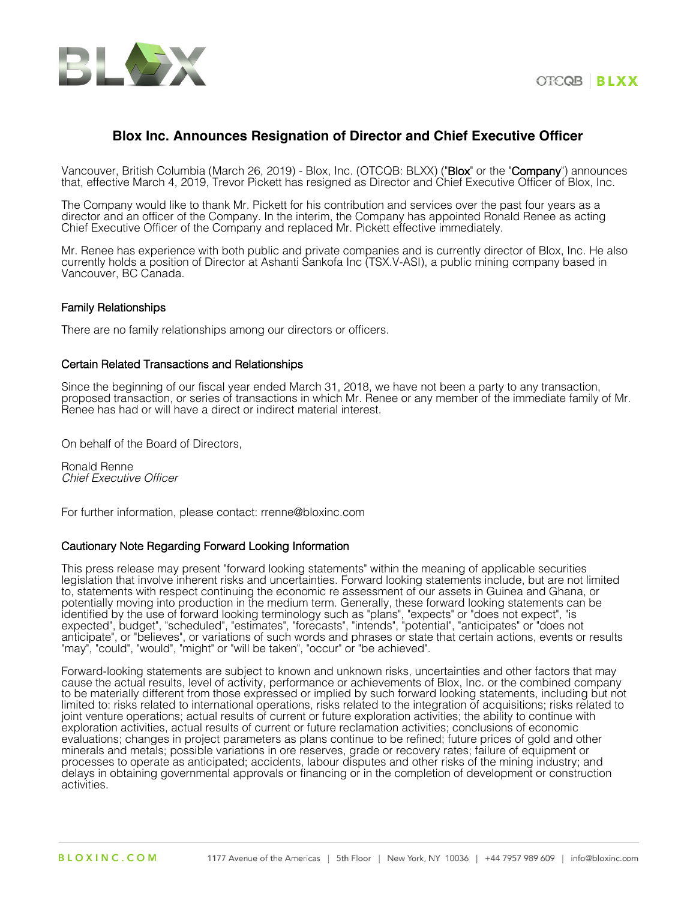# Blox Inc. Announces Resignation of Director and Chief Executive Officer

Vancouver, British Columbia (March 26, 2019) - Blox, Inc. (OTCQB: BLXX) ("**Blox**" or the "**Company**") announces that, effective March 4, 2019, Trevor Pickett has resigned as Director and Chief Executive Officer of Blox, Inc.

The Company would like to thank Mr. Pickett for his contribution and services over the past four years as a director and an officer of the Company. In the interim, the Company has appointed Ronald Renee as acting Chief Executive Officer of the Company and replaced Mr. Pickett effective immediately.

Mr. Renee has experience with both public and private companies and is currently director of Blox, Inc. He also currently holds a position of Director at Ashanti Sankofa Inc (TSX.V-ASI), a public mining company based in Vancouver, BC Canada.

## Family Relationships

There are no family relationships among our directors or officers.

## Certain Related Transactions and Relationships

Since the beginning of our fiscal year ended March 31, 2018, we have not been a party to any transaction, proposed transaction, or series of transactions in which Mr. Renee or any member of the immediate family of Mr. Renee has had or will have a direct or indirect material interest.

On behalf of the Board of Directors,

Ronald Renne
*Chief Executive Officer*

For further information, please contact: rrenne@bloxinc.com

## Cautionary Note Regarding Forward Looking Information

This press release may present "forward looking statements" within the meaning of applicable securities legislation that involve inherent risks and uncertainties. Forward looking statements include, but are not limited to, statements with respect continuing the economic re assessment of our assets in Guinea and Ghana, or potentially moving into production in the medium term. Generally, these forward looking statements can be identified by the use of forward looking terminology such as "plans", "expects" or "does not expect", "is expected", budget", "scheduled", "estimates", "forecasts", "intends", "potential", "anticipates" or "does not anticipate", or "believes", or variations of such words and phrases or state that certain actions, events or results "may", "could", "would", "might" or "will be taken", "occur" or "be achieved".

Forward-looking statements are subject to known and unknown risks, uncertainties and other factors that may cause the actual results, level of activity, performance or achievements of Blox, Inc. or the combined company to be materially different from those expressed or implied by such forward looking statements, including but not limited to: risks related to international operations, risks related to the integration of acquisitions; risks related to joint venture operations; actual results of current or future exploration activities; the ability to continue with exploration activities, actual results of current or future reclamation activities; conclusions of economic evaluations; changes in project parameters as plans continue to be refined; future prices of gold and other minerals and metals; possible variations in ore reserves, grade or recovery rates; failure of equipment or processes to operate as anticipated; accidents, labour disputes and other risks of the mining industry; and delays in obtaining governmental approvals or financing or in the completion of development or construction activities.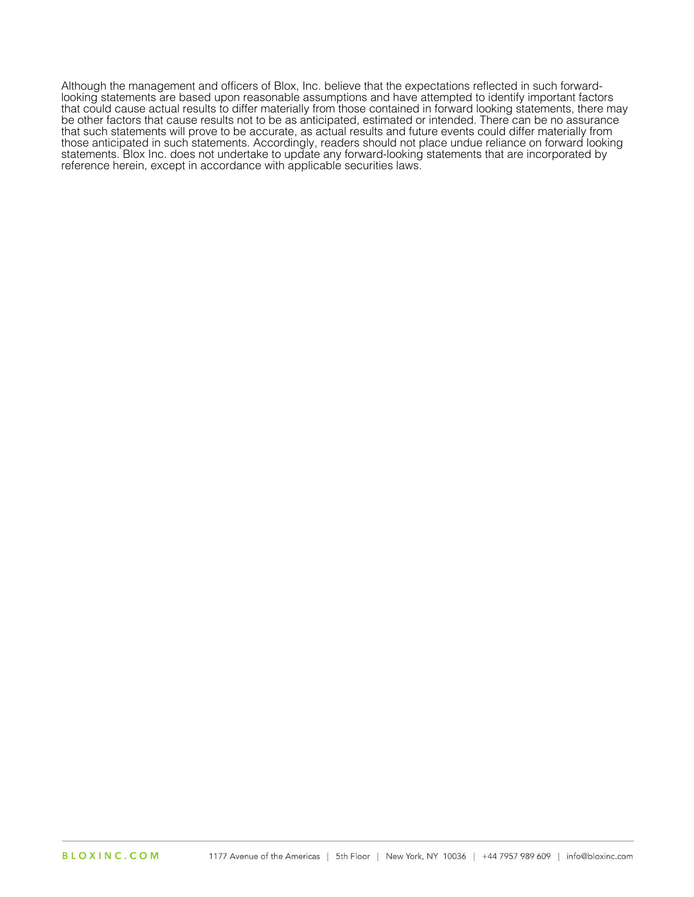Although the management and officers of Blox, Inc. believe that the expectations reflected in such forward-looking statements are based upon reasonable assumptions and have attempted to identify important factors that could cause actual results to differ materially from those contained in forward looking statements, there may be other factors that cause results not to be as anticipated, estimated or intended. There can be no assurance that such statements will prove to be accurate, as actual results and future events could differ materially from those anticipated in such statements. Accordingly, readers should not place undue reliance on forward looking statements. Blox Inc. does not undertake to update any forward-looking statements that are incorporated by reference herein, except in accordance with applicable securities laws.